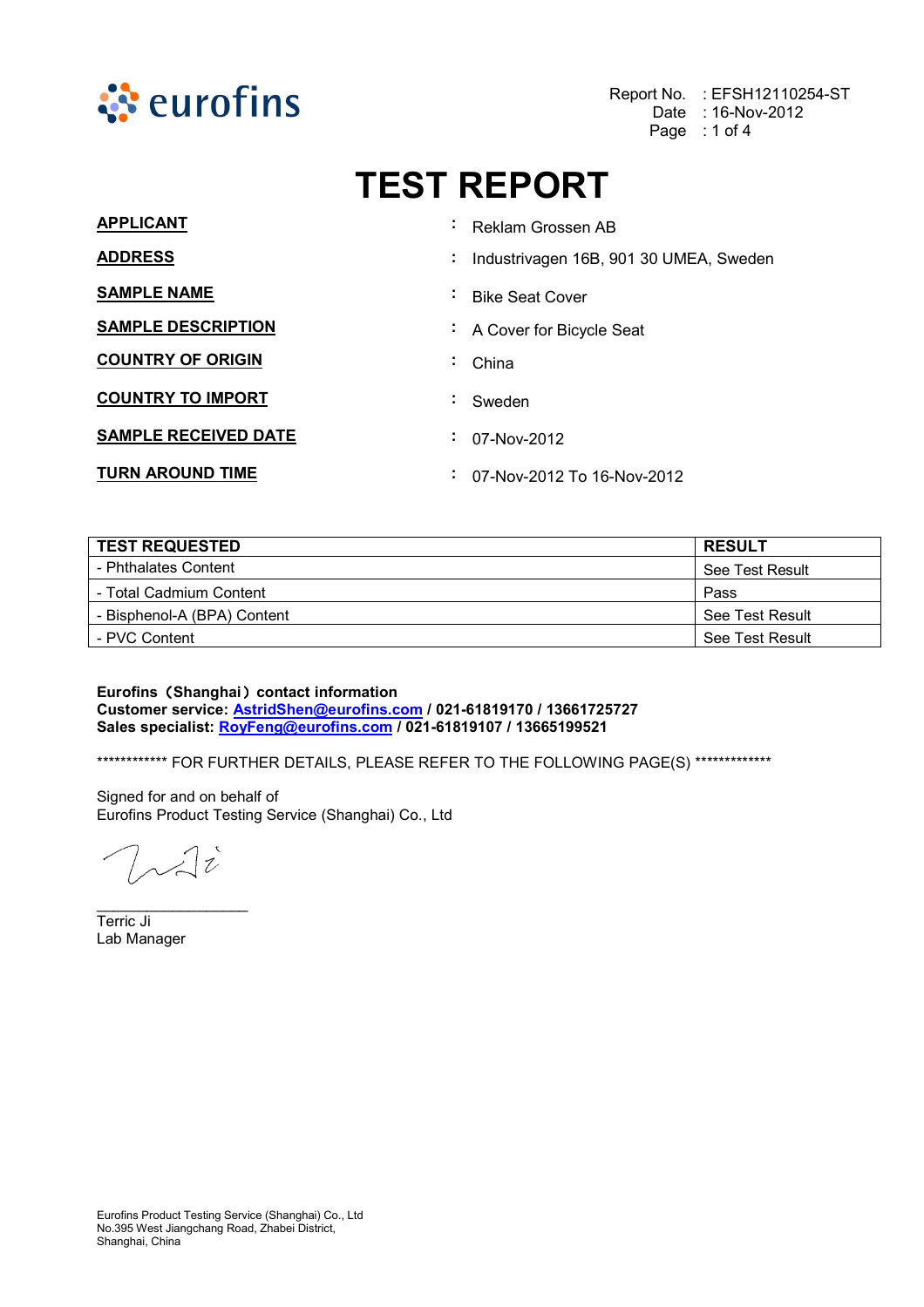eurofins

Report No. : EFSH12110254-ST
Date : 16-Nov-2012

# TEST REPORT

**APPLICANT** : Reklam Grossen AB

**ADDRESS** : Industrivagen 16B, 901 30 UMEA, Sweden

**SAMPLE NAME** : Bike Seat Cover

**SAMPLE DESCRIPTION** : A Cover for Bicycle Seat

**COUNTRY OF ORIGIN** : China

**COUNTRY TO IMPORT** : Sweden

**SAMPLE RECEIVED DATE** : 07-Nov-2012

**TURN AROUND TIME** : 07-Nov-2012 To 16-Nov-2012

| TEST REQUESTED | RESULT |
|---|---|
| - Phthalates Content | See Test Result |
| - Total Cadmium Content | Pass |
| - Bisphenol-A (BPA) Content | See Test Result |
| - PVC Content | See Test Result |

**Eurofins（Shanghai）contact information**
**Customer service: AstridShen@eurofins.com / 021-61819170 / 13661725727**
**Sales specialist: RoyFeng@eurofins.com / 021-61819107 / 13665199521**

************ FOR FURTHER DETAILS, PLEASE REFER TO THE FOLLOWING PAGE(S) *************

Signed for and on behalf of
Eurofins Product Testing Service (Shanghai) Co., Ltd

Terric Ji
Lab Manager

Eurofins Product Testing Service (Shanghai) Co., Ltd
No.395 West Jiangchang Road, Zhabei District,
Shanghai, China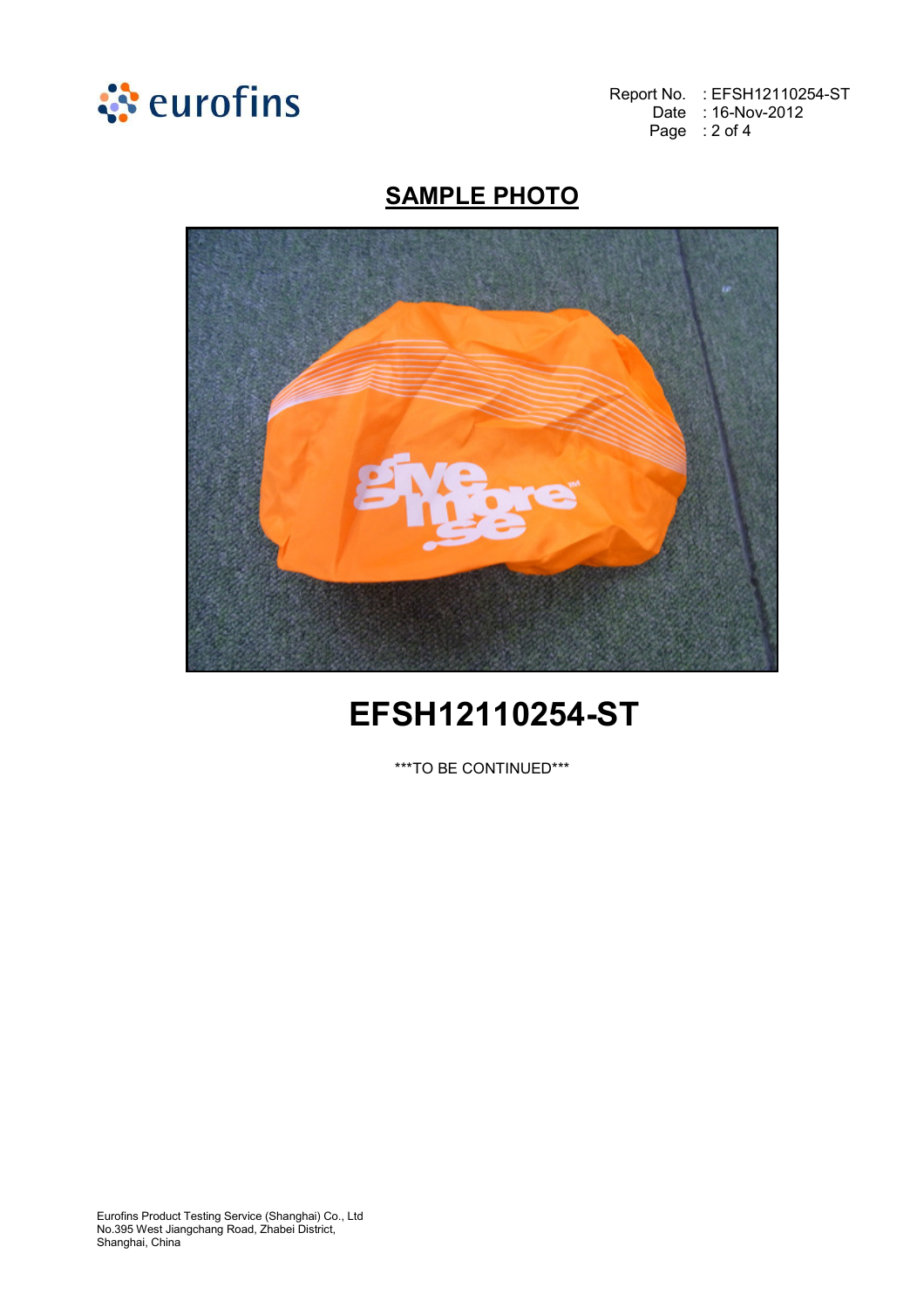## SAMPLE PHOTO

# EFSH12110254-ST

***TO BE CONTINUED***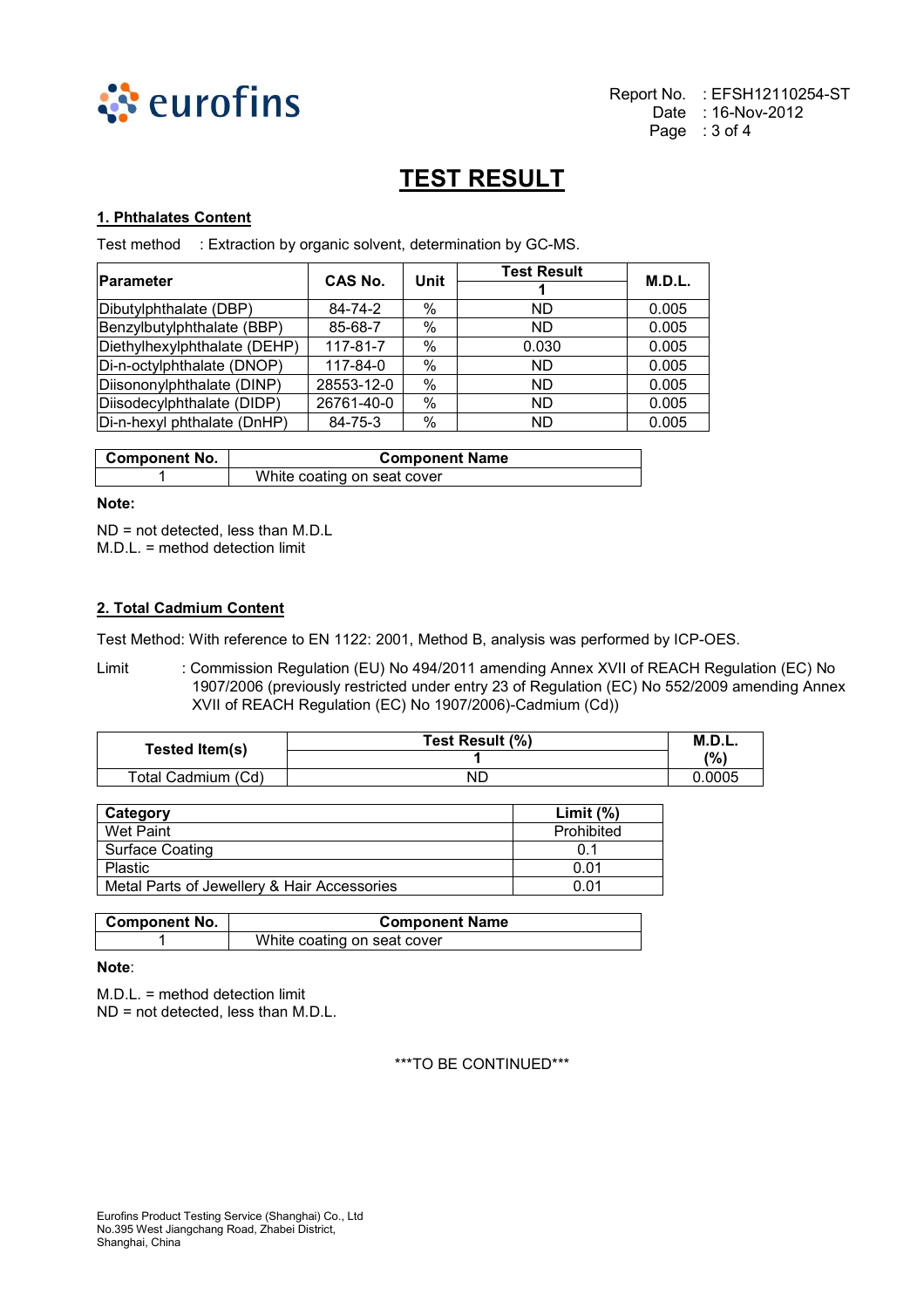# TEST RESULT

## 1. Phthalates Content

Test method : Extraction by organic solvent, determination by GC-MS.

| Parameter | CAS No. | Unit | Test Result | M.D.L. |
|---|---|---|---|---|
| | | | 1 | |
| Dibutylphthalate (DBP) | 84-74-2 | % | ND | 0.005 |
| Benzylbutylphthalate (BBP) | 85-68-7 | % | ND | 0.005 |
| Diethylhexylphthalate (DEHP) | 117-81-7 | % | 0.030 | 0.005 |
| Di-n-octylphthalate (DNOP) | 117-84-0 | % | ND | 0.005 |
| Diisononylphthalate (DINP) | 28553-12-0 | % | ND | 0.005 |
| Diisodecylphthalate (DIDP) | 26761-40-0 | % | ND | 0.005 |
| Di-n-hexyl phthalate (DnHP) | 84-75-3 | % | ND | 0.005 |

| Component No. | Component Name |
|---|---|
| 1 | White coating on seat cover |

**Note:**

ND = not detected, less than M.D.L
M.D.L. = method detection limit

## 2. Total Cadmium Content

Test Method: With reference to EN 1122: 2001, Method B, analysis was performed by ICP-OES.

Limit : Commission Regulation (EU) No 494/2011 amending Annex XVII of REACH Regulation (EC) No 1907/2006 (previously restricted under entry 23 of Regulation (EC) No 552/2009 amending Annex XVII of REACH Regulation (EC) No 1907/2006)-Cadmium (Cd))

| Tested Item(s) | Test Result (%) | M.D.L. (%) |
|---|---|---|
| | 1 | |
| Total Cadmium (Cd) | ND | 0.0005 |

| Category | Limit (%) |
|---|---|
| Wet Paint | Prohibited |
| Surface Coating | 0.1 |
| Plastic | 0.01 |
| Metal Parts of Jewellery & Hair Accessories | 0.01 |

| Component No. | Component Name |
|---|---|
| 1 | White coating on seat cover |

**Note**:

M.D.L. = method detection limit
ND = not detected, less than M.D.L.

***TO BE CONTINUED***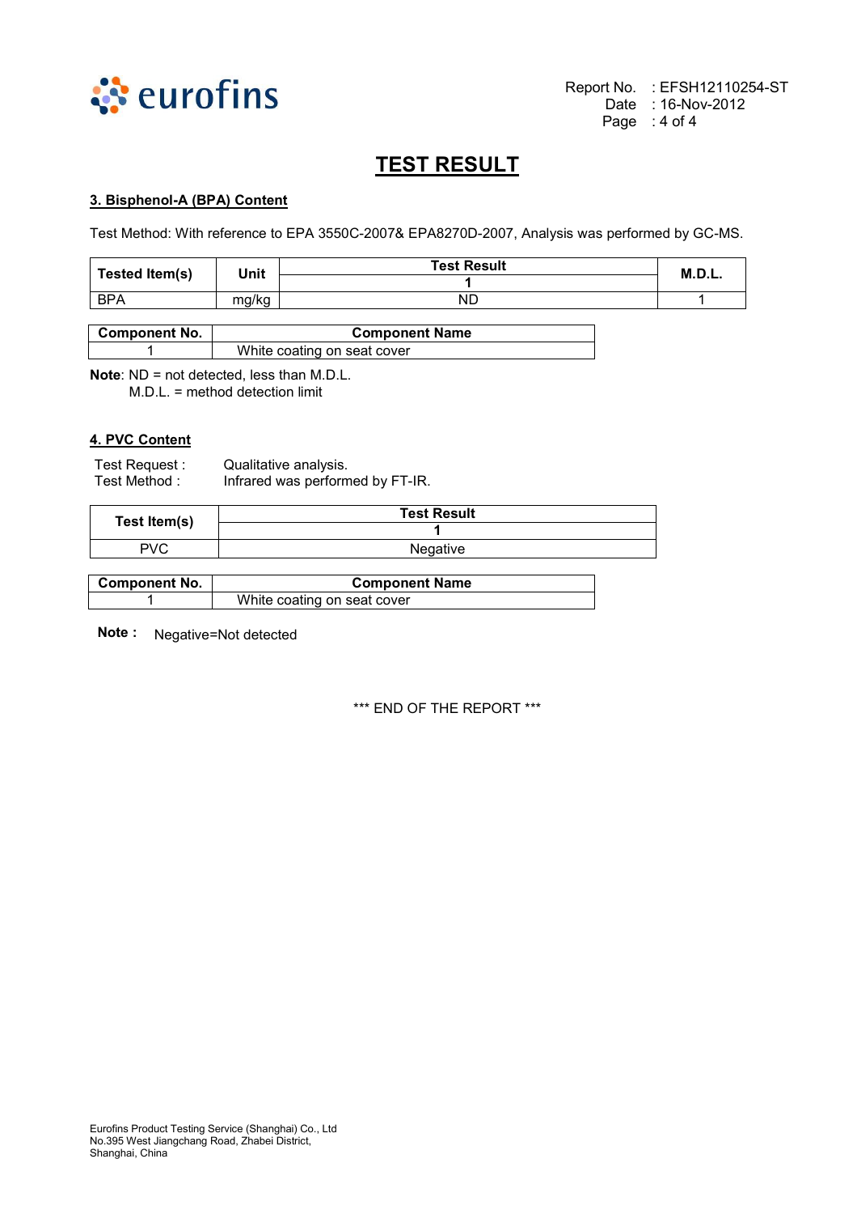Report No. : EFSH12110254-ST
Date : 16-Nov-2012

# TEST RESULT

## 3. Bisphenol-A (BPA) Content

Test Method: With reference to EPA 3550C-2007& EPA8270D-2007, Analysis was performed by GC-MS.

| Tested Item(s) | Unit | Test Result | M.D.L. |
|---|---|---|---|
| | | 1 | |
| BPA | mg/kg | ND | 1 |

| Component No. | Component Name |
|---|---|
| 1 | White coating on seat cover |

**Note**: ND = not detected, less than M.D.L.
M.D.L. = method detection limit

## 4. PVC Content

Test Request : Qualitative analysis.
Test Method : Infrared was performed by FT-IR.

| Test Item(s) | Test Result |
|---|---|
| | 1 |
| PVC | Negative |

| Component No. | Component Name |
|---|---|
| 1 | White coating on seat cover |

**Note :** Negative=Not detected

*** END OF THE REPORT ***

Eurofins Product Testing Service (Shanghai) Co., Ltd
No.395 West Jiangchang Road, Zhabei District,
Shanghai, China